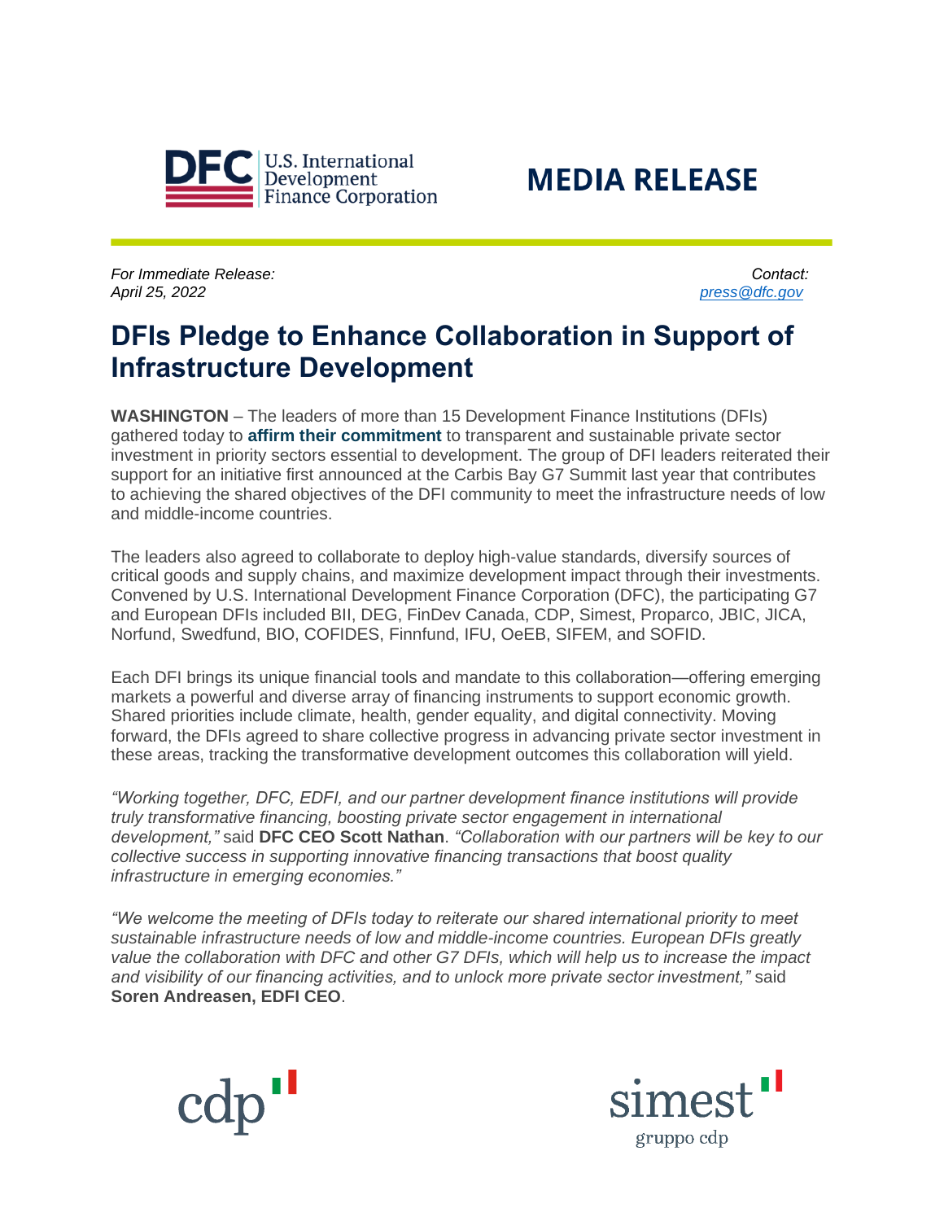DFC U.S. International Development Finance Corporation

**MEDIA RELEASE**

*For Immediate Release:*
*April 25, 2022*

*Contact:*
*press@dfc.gov*

# DFIs Pledge to Enhance Collaboration in Support of Infrastructure Development

**WASHINGTON** – The leaders of more than 15 Development Finance Institutions (DFIs) gathered today to **affirm their commitment** to transparent and sustainable private sector investment in priority sectors essential to development. The group of DFI leaders reiterated their support for an initiative first announced at the Carbis Bay G7 Summit last year that contributes to achieving the shared objectives of the DFI community to meet the infrastructure needs of low and middle-income countries.

The leaders also agreed to collaborate to deploy high-value standards, diversify sources of critical goods and supply chains, and maximize development impact through their investments. Convened by U.S. International Development Finance Corporation (DFC), the participating G7 and European DFIs included BII, DEG, FinDev Canada, CDP, Simest, Proparco, JBIC, JICA, Norfund, Swedfund, BIO, COFIDES, Finnfund, IFU, OeEB, SIFEM, and SOFID.

Each DFI brings its unique financial tools and mandate to this collaboration—offering emerging markets a powerful and diverse array of financing instruments to support economic growth. Shared priorities include climate, health, gender equality, and digital connectivity. Moving forward, the DFIs agreed to share collective progress in advancing private sector investment in these areas, tracking the transformative development outcomes this collaboration will yield.

*"Working together, DFC, EDFI, and our partner development finance institutions will provide truly transformative financing, boosting private sector engagement in international development,"* said **DFC CEO Scott Nathan**. *"Collaboration with our partners will be key to our collective success in supporting innovative financing transactions that boost quality infrastructure in emerging economies."*

*"We welcome the meeting of DFIs today to reiterate our shared international priority to meet sustainable infrastructure needs of low and middle-income countries. European DFIs greatly value the collaboration with DFC and other G7 DFIs, which will help us to increase the impact and visibility of our financing activities, and to unlock more private sector investment,"* said **Soren Andreasen, EDFI CEO**.

cdp

simest gruppo cdp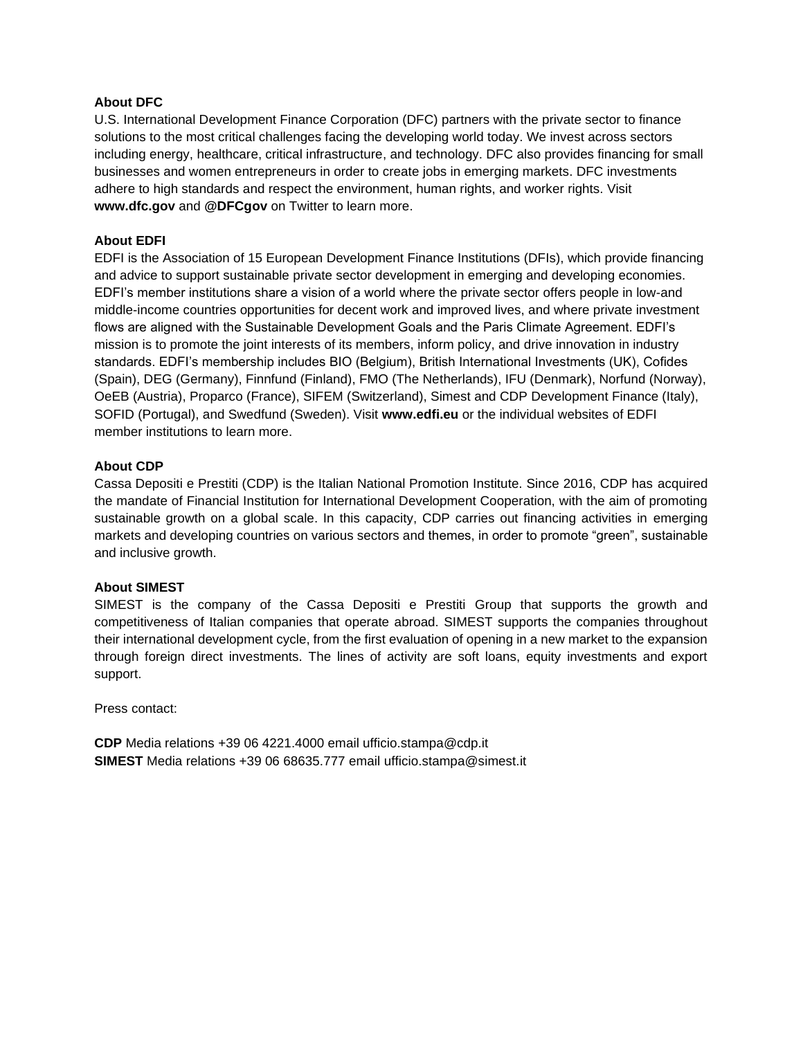**About DFC**

U.S. International Development Finance Corporation (DFC) partners with the private sector to finance solutions to the most critical challenges facing the developing world today. We invest across sectors including energy, healthcare, critical infrastructure, and technology. DFC also provides financing for small businesses and women entrepreneurs in order to create jobs in emerging markets. DFC investments adhere to high standards and respect the environment, human rights, and worker rights. Visit **www.dfc.gov** and **@DFCgov** on Twitter to learn more.

**About EDFI**

EDFI is the Association of 15 European Development Finance Institutions (DFIs), which provide financing and advice to support sustainable private sector development in emerging and developing economies. EDFI's member institutions share a vision of a world where the private sector offers people in low-and middle-income countries opportunities for decent work and improved lives, and where private investment flows are aligned with the Sustainable Development Goals and the Paris Climate Agreement. EDFI's mission is to promote the joint interests of its members, inform policy, and drive innovation in industry standards. EDFI's membership includes BIO (Belgium), British International Investments (UK), Cofides (Spain), DEG (Germany), Finnfund (Finland), FMO (The Netherlands), IFU (Denmark), Norfund (Norway), OeEB (Austria), Proparco (France), SIFEM (Switzerland), Simest and CDP Development Finance (Italy), SOFID (Portugal), and Swedfund (Sweden). Visit **www.edfi.eu** or the individual websites of EDFI member institutions to learn more.

**About CDP**

Cassa Depositi e Prestiti (CDP) is the Italian National Promotion Institute. Since 2016, CDP has acquired the mandate of Financial Institution for International Development Cooperation, with the aim of promoting sustainable growth on a global scale. In this capacity, CDP carries out financing activities in emerging markets and developing countries on various sectors and themes, in order to promote "green", sustainable and inclusive growth.

**About SIMEST**

SIMEST is the company of the Cassa Depositi e Prestiti Group that supports the growth and competitiveness of Italian companies that operate abroad. SIMEST supports the companies throughout their international development cycle, from the first evaluation of opening in a new market to the expansion through foreign direct investments. The lines of activity are soft loans, equity investments and export support.

Press contact:

**CDP** Media relations +39 06 4221.4000 email ufficio.stampa@cdp.it
**SIMEST** Media relations +39 06 68635.777 email ufficio.stampa@simest.it